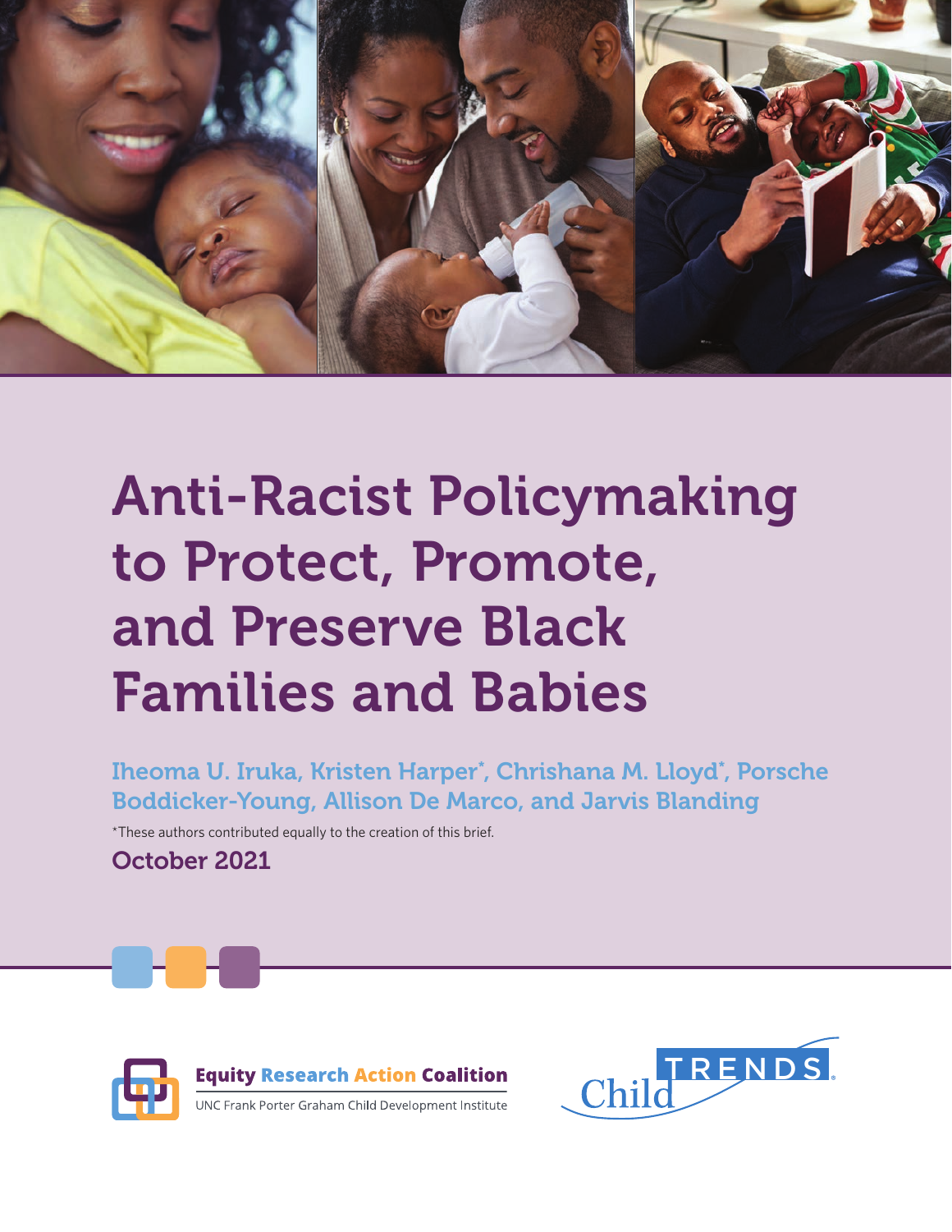# Anti-Racist Policymaking to Protect, Promote, and Preserve Black Families and Babies

Iheoma U. Iruka, Kristen Harper*, Chrishana M. Lloyd*, Porsche Boddicker-Young, Allison De Marco, and Jarvis Blanding

*These authors contributed equally to the creation of this brief.

October 2021

Equity Research Action Coalition

UNC Frank Porter Graham Child Development Institute

Child Trends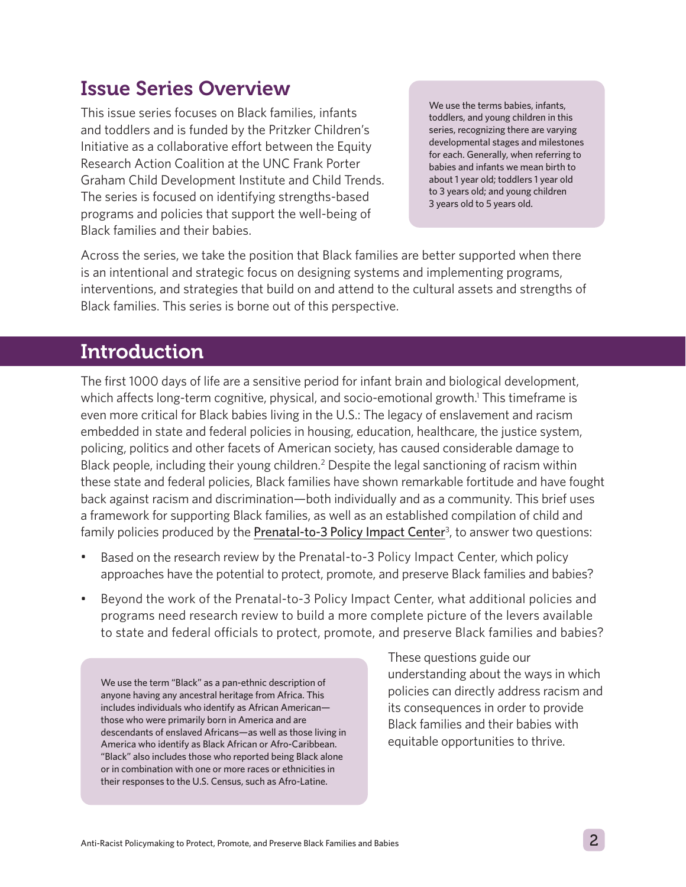## Issue Series Overview

This issue series focuses on Black families, infants and toddlers and is funded by the Pritzker Children's Initiative as a collaborative effort between the Equity Research Action Coalition at the UNC Frank Porter Graham Child Development Institute and Child Trends. The series is focused on identifying strengths-based programs and policies that support the well-being of Black families and their babies.

> We use the terms babies, infants, toddlers, and young children in this series, recognizing there are varying developmental stages and milestones for each. Generally, when referring to babies and infants we mean birth to about 1 year old; toddlers 1 year old to 3 years old; and young children 3 years old to 5 years old.

Across the series, we take the position that Black families are better supported when there is an intentional and strategic focus on designing systems and implementing programs, interventions, and strategies that build on and attend to the cultural assets and strengths of Black families. This series is borne out of this perspective.

## Introduction

The first 1000 days of life are a sensitive period for infant brain and biological development, which affects long-term cognitive, physical, and socio-emotional growth.[1] This timeframe is even more critical for Black babies living in the U.S.: The legacy of enslavement and racism embedded in state and federal policies in housing, education, healthcare, the justice system, policing, politics and other facets of American society, has caused considerable damage to Black people, including their young children.[2] Despite the legal sanctioning of racism within these state and federal policies, Black families have shown remarkable fortitude and have fought back against racism and discrimination—both individually and as a community. This brief uses a framework for supporting Black families, as well as an established compilation of child and family policies produced by the Prenatal-to-3 Policy Impact Center[3], to answer two questions:

- Based on the research review by the Prenatal-to-3 Policy Impact Center, which policy approaches have the potential to protect, promote, and preserve Black families and babies?
- Beyond the work of the Prenatal-to-3 Policy Impact Center, what additional policies and programs need research review to build a more complete picture of the levers available to state and federal officials to protect, promote, and preserve Black families and babies?

> We use the term "Black" as a pan-ethnic description of anyone having any ancestral heritage from Africa. This includes individuals who identify as African American—those who were primarily born in America and are descendants of enslaved Africans—as well as those living in America who identify as Black African or Afro-Caribbean. "Black" also includes those who reported being Black alone or in combination with one or more races or ethnicities in their responses to the U.S. Census, such as Afro-Latine.

These questions guide our understanding about the ways in which policies can directly address racism and its consequences in order to provide Black families and their babies with equitable opportunities to thrive.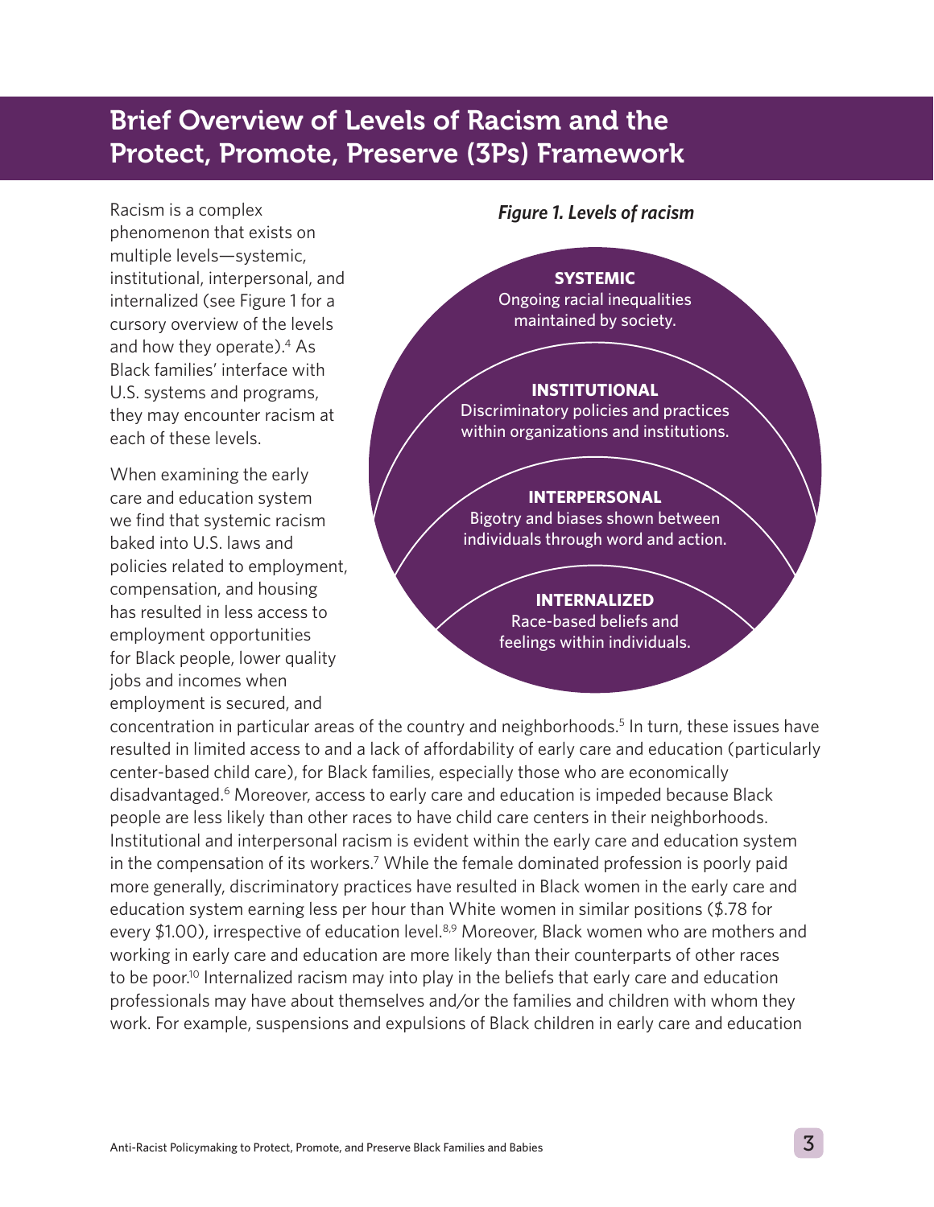## Brief Overview of Levels of Racism and the Protect, Promote, Preserve (3Ps) Framework

Racism is a complex phenomenon that exists on multiple levels—systemic, institutional, interpersonal, and internalized (see Figure 1 for a cursory overview of the levels and how they operate).[4] As Black families' interface with U.S. systems and programs, they may encounter racism at each of these levels.

*Figure 1. Levels of racism*

**SYSTEMIC**
Ongoing racial inequalities maintained by society.

**INSTITUTIONAL**
Discriminatory policies and practices within organizations and institutions.

**INTERPERSONAL**
Bigotry and biases shown between individuals through word and action.

**INTERNALIZED**
Race-based beliefs and feelings within individuals.

When examining the early care and education system we find that systemic racism baked into U.S. laws and policies related to employment, compensation, and housing has resulted in less access to employment opportunities for Black people, lower quality jobs and incomes when employment is secured, and concentration in particular areas of the country and neighborhoods.[5] In turn, these issues have resulted in limited access to and a lack of affordability of early care and education (particularly center-based child care), for Black families, especially those who are economically disadvantaged.[6] Moreover, access to early care and education is impeded because Black people are less likely than other races to have child care centers in their neighborhoods. Institutional and interpersonal racism is evident within the early care and education system in the compensation of its workers.[7] While the female dominated profession is poorly paid more generally, discriminatory practices have resulted in Black women in the early care and education system earning less per hour than White women in similar positions ($.78 for every $1.00), irrespective of education level.[8,9] Moreover, Black women who are mothers and working in early care and education are more likely than their counterparts of other races to be poor.[10] Internalized racism may into play in the beliefs that early care and education professionals may have about themselves and/or the families and children with whom they work. For example, suspensions and expulsions of Black children in early care and education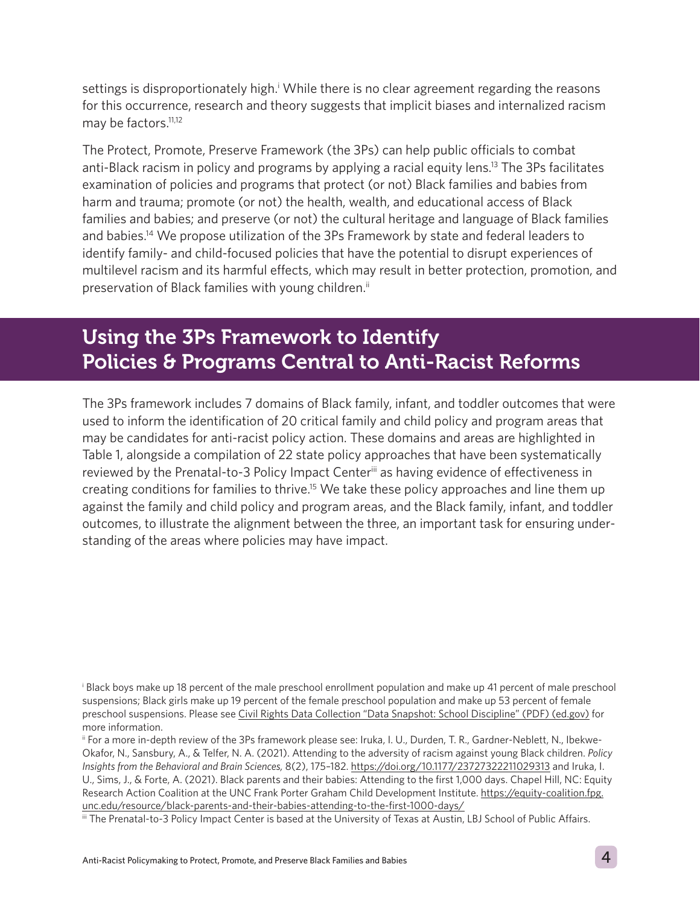settings is disproportionately high.[i] While there is no clear agreement regarding the reasons for this occurrence, research and theory suggests that implicit biases and internalized racism may be factors.[11,12]

The Protect, Promote, Preserve Framework (the 3Ps) can help public officials to combat anti-Black racism in policy and programs by applying a racial equity lens.[13] The 3Ps facilitates examination of policies and programs that protect (or not) Black families and babies from harm and trauma; promote (or not) the health, wealth, and educational access of Black families and babies; and preserve (or not) the cultural heritage and language of Black families and babies.[14] We propose utilization of the 3Ps Framework by state and federal leaders to identify family- and child-focused policies that have the potential to disrupt experiences of multilevel racism and its harmful effects, which may result in better protection, promotion, and preservation of Black families with young children.[ii]

## Using the 3Ps Framework to Identify Policies & Programs Central to Anti-Racist Reforms

The 3Ps framework includes 7 domains of Black family, infant, and toddler outcomes that were used to inform the identification of 20 critical family and child policy and program areas that may be candidates for anti-racist policy action. These domains and areas are highlighted in Table 1, alongside a compilation of 22 state policy approaches that have been systematically reviewed by the Prenatal-to-3 Policy Impact Center[iii] as having evidence of effectiveness in creating conditions for families to thrive.[15] We take these policy approaches and line them up against the family and child policy and program areas, and the Black family, infant, and toddler outcomes, to illustrate the alignment between the three, an important task for ensuring understanding of the areas where policies may have impact.

---

[i] Black boys make up 18 percent of the male preschool enrollment population and make up 41 percent of male preschool suspensions; Black girls make up 19 percent of the female preschool population and make up 53 percent of female preschool suspensions. Please see Civil Rights Data Collection "Data Snapshot: School Discipline" (PDF) (ed.gov) for more information.

[ii] For a more in-depth review of the 3Ps framework please see: Iruka, I. U., Durden, T. R., Gardner-Neblett, N., Ibekwe-Okafor, N., Sansbury, A., & Telfer, N. A. (2021). Attending to the adversity of racism against young Black children. *Policy Insights from the Behavioral and Brain Sciences,* 8(2), 175–182. https://doi.org/10.1177/23727322211029313 and Iruka, I. U., Sims, J., & Forte, A. (2021). Black parents and their babies: Attending to the first 1,000 days. Chapel Hill, NC: Equity Research Action Coalition at the UNC Frank Porter Graham Child Development Institute. https://equity-coalition.fpg.unc.edu/resource/black-parents-and-their-babies-attending-to-the-first-1000-days/

[iii] The Prenatal-to-3 Policy Impact Center is based at the University of Texas at Austin, LBJ School of Public Affairs.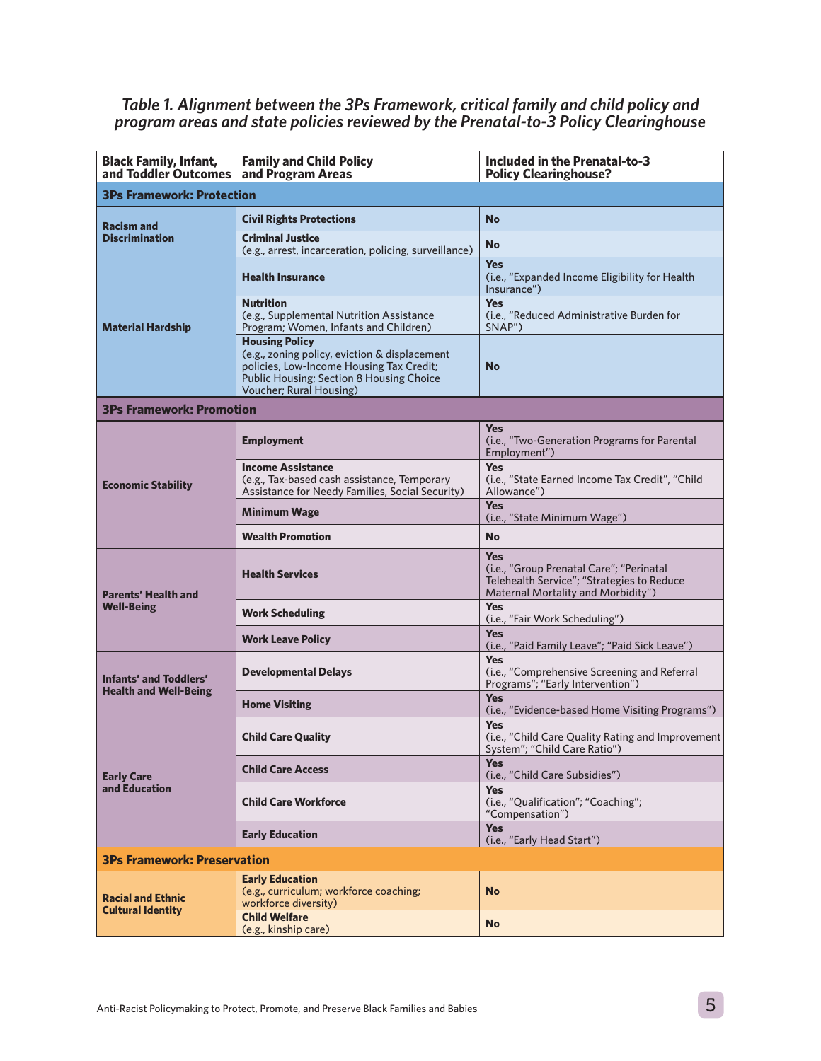*Table 1. Alignment between the 3Ps Framework, critical family and child policy and program areas and state policies reviewed by the Prenatal-to-3 Policy Clearinghouse*

| Black Family, Infant, and Toddler Outcomes | Family and Child Policy and Program Areas | Included in the Prenatal-to-3 Policy Clearinghouse? |
|---|---|---|
| **3Ps Framework: Protection** | | |
| **Racism and Discrimination** | **Civil Rights Protections** | **No** |
| | **Criminal Justice** (e.g., arrest, incarceration, policing, surveillance) | **No** |
| **Material Hardship** | **Health Insurance** | **Yes** (i.e., "Expanded Income Eligibility for Health Insurance") |
| | **Nutrition** (e.g., Supplemental Nutrition Assistance Program; Women, Infants and Children) | **Yes** (i.e., "Reduced Administrative Burden for SNAP") |
| | **Housing Policy** (e.g., zoning policy, eviction & displacement policies, Low-Income Housing Tax Credit; Public Housing; Section 8 Housing Choice Voucher; Rural Housing) | **No** |
| **3Ps Framework: Promotion** | | |
| **Economic Stability** | **Employment** | **Yes** (i.e., "Two-Generation Programs for Parental Employment") |
| | **Income Assistance** (e.g., Tax-based cash assistance, Temporary Assistance for Needy Families, Social Security) | **Yes** (i.e., "State Earned Income Tax Credit", "Child Allowance") |
| | **Minimum Wage** | **Yes** (i.e., "State Minimum Wage") |
| | **Wealth Promotion** | **No** |
| **Parents' Health and Well-Being** | **Health Services** | **Yes** (i.e., "Group Prenatal Care"; "Perinatal Telehealth Service"; "Strategies to Reduce Maternal Mortality and Morbidity") |
| | **Work Scheduling** | **Yes** (i.e., "Fair Work Scheduling") |
| | **Work Leave Policy** | **Yes** (i.e., "Paid Family Leave"; "Paid Sick Leave") |
| **Infants' and Toddlers' Health and Well-Being** | **Developmental Delays** | **Yes** (i.e., "Comprehensive Screening and Referral Programs"; "Early Intervention") |
| | **Home Visiting** | **Yes** (i.e., "Evidence-based Home Visiting Programs") |
| **Early Care and Education** | **Child Care Quality** | **Yes** (i.e., "Child Care Quality Rating and Improvement System"; "Child Care Ratio") |
| | **Child Care Access** | **Yes** (i.e., "Child Care Subsidies") |
| | **Child Care Workforce** | **Yes** (i.e., "Qualification"; "Coaching"; "Compensation") |
| | **Early Education** | **Yes** (i.e., "Early Head Start") |
| **3Ps Framework: Preservation** | | |
| **Racial and Ethnic Cultural Identity** | **Early Education** (e.g., curriculum; workforce coaching; workforce diversity) | **No** |
| | **Child Welfare** (e.g., kinship care) | **No** |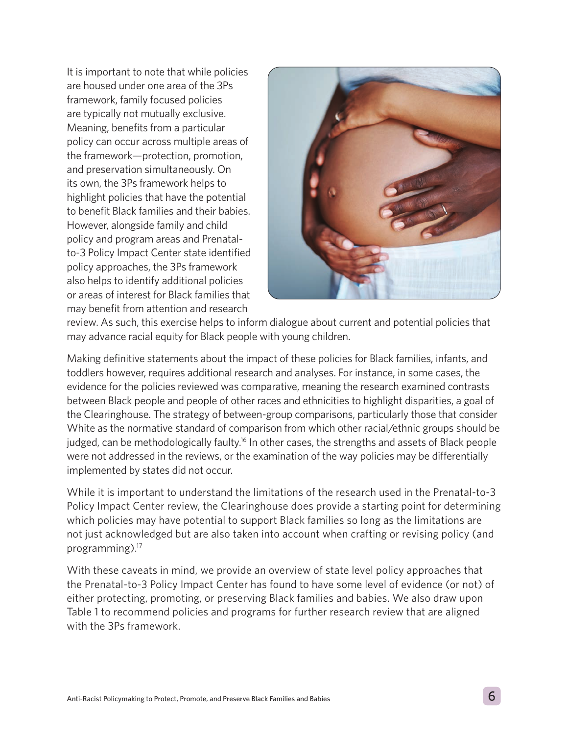It is important to note that while policies are housed under one area of the 3Ps framework, family focused policies are typically not mutually exclusive. Meaning, benefits from a particular policy can occur across multiple areas of the framework—protection, promotion, and preservation simultaneously. On its own, the 3Ps framework helps to highlight policies that have the potential to benefit Black families and their babies. However, alongside family and child policy and program areas and Prenatal-to-3 Policy Impact Center state identified policy approaches, the 3Ps framework also helps to identify additional policies or areas of interest for Black families that may benefit from attention and research review. As such, this exercise helps to inform dialogue about current and potential policies that may advance racial equity for Black people with young children.

Making definitive statements about the impact of these policies for Black families, infants, and toddlers however, requires additional research and analyses. For instance, in some cases, the evidence for the policies reviewed was comparative, meaning the research examined contrasts between Black people and people of other races and ethnicities to highlight disparities, a goal of the Clearinghouse. The strategy of between-group comparisons, particularly those that consider White as the normative standard of comparison from which other racial/ethnic groups should be judged, can be methodologically faulty.[16] In other cases, the strengths and assets of Black people were not addressed in the reviews, or the examination of the way policies may be differentially implemented by states did not occur.

While it is important to understand the limitations of the research used in the Prenatal-to-3 Policy Impact Center review, the Clearinghouse does provide a starting point for determining which policies may have potential to support Black families so long as the limitations are not just acknowledged but are also taken into account when crafting or revising policy (and programming).[17]

With these caveats in mind, we provide an overview of state level policy approaches that the Prenatal-to-3 Policy Impact Center has found to have some level of evidence (or not) of either protecting, promoting, or preserving Black families and babies. We also draw upon Table 1 to recommend policies and programs for further research review that are aligned with the 3Ps framework.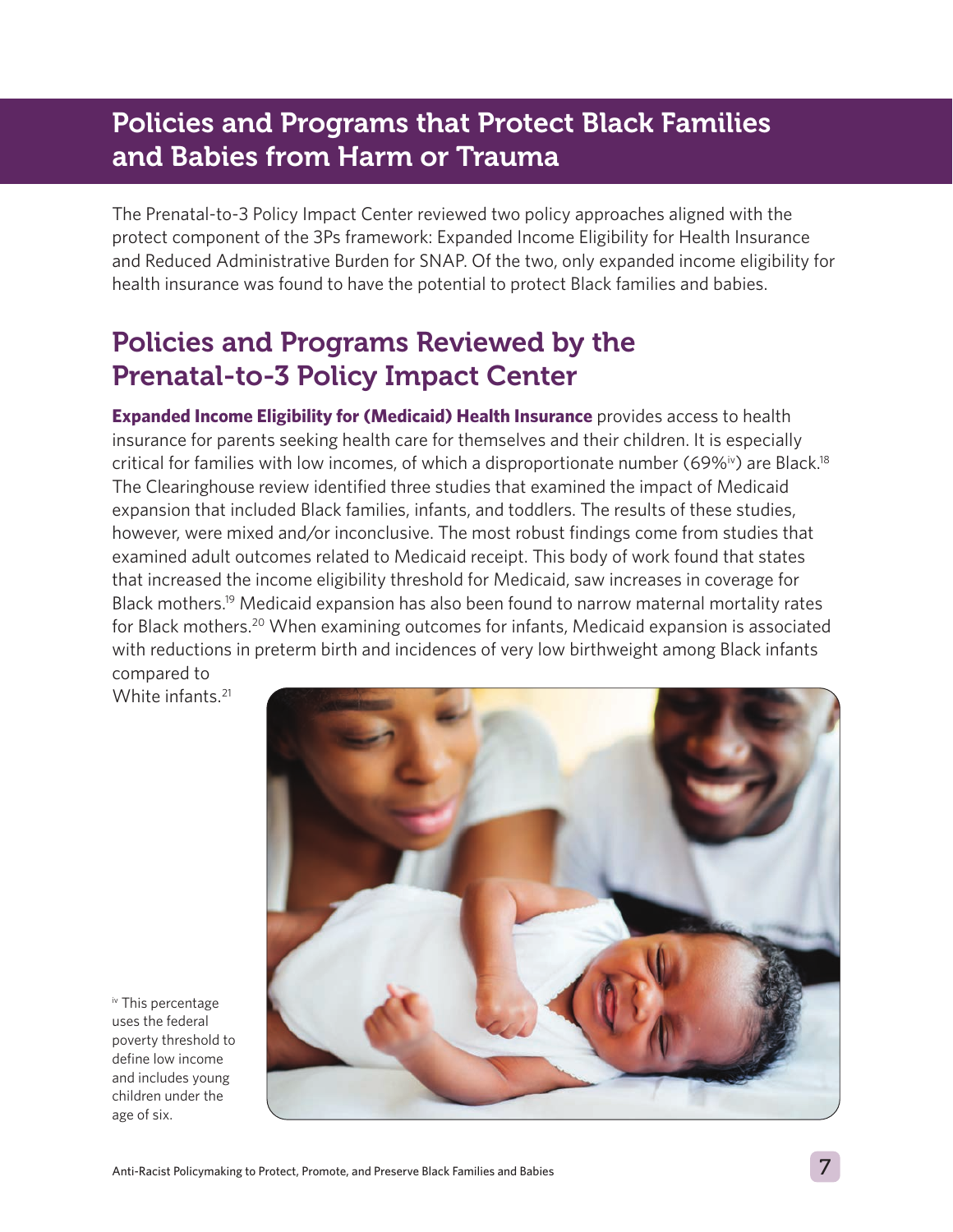# Policies and Programs that Protect Black Families and Babies from Harm or Trauma

The Prenatal-to-3 Policy Impact Center reviewed two policy approaches aligned with the protect component of the 3Ps framework: Expanded Income Eligibility for Health Insurance and Reduced Administrative Burden for SNAP. Of the two, only expanded income eligibility for health insurance was found to have the potential to protect Black families and babies.

## Policies and Programs Reviewed by the Prenatal-to-3 Policy Impact Center

**Expanded Income Eligibility for (Medicaid) Health Insurance** provides access to health insurance for parents seeking health care for themselves and their children. It is especially critical for families with low incomes, of which a disproportionate number (69%[iv]) are Black.[18] The Clearinghouse review identified three studies that examined the impact of Medicaid expansion that included Black families, infants, and toddlers. The results of these studies, however, were mixed and/or inconclusive. The most robust findings come from studies that examined adult outcomes related to Medicaid receipt. This body of work found that states that increased the income eligibility threshold for Medicaid, saw increases in coverage for Black mothers.[19] Medicaid expansion has also been found to narrow maternal mortality rates for Black mothers.[20] When examining outcomes for infants, Medicaid expansion is associated with reductions in preterm birth and incidences of very low birthweight among Black infants compared to White infants.[21]

[iv] This percentage uses the federal poverty threshold to define low income and includes young children under the age of six.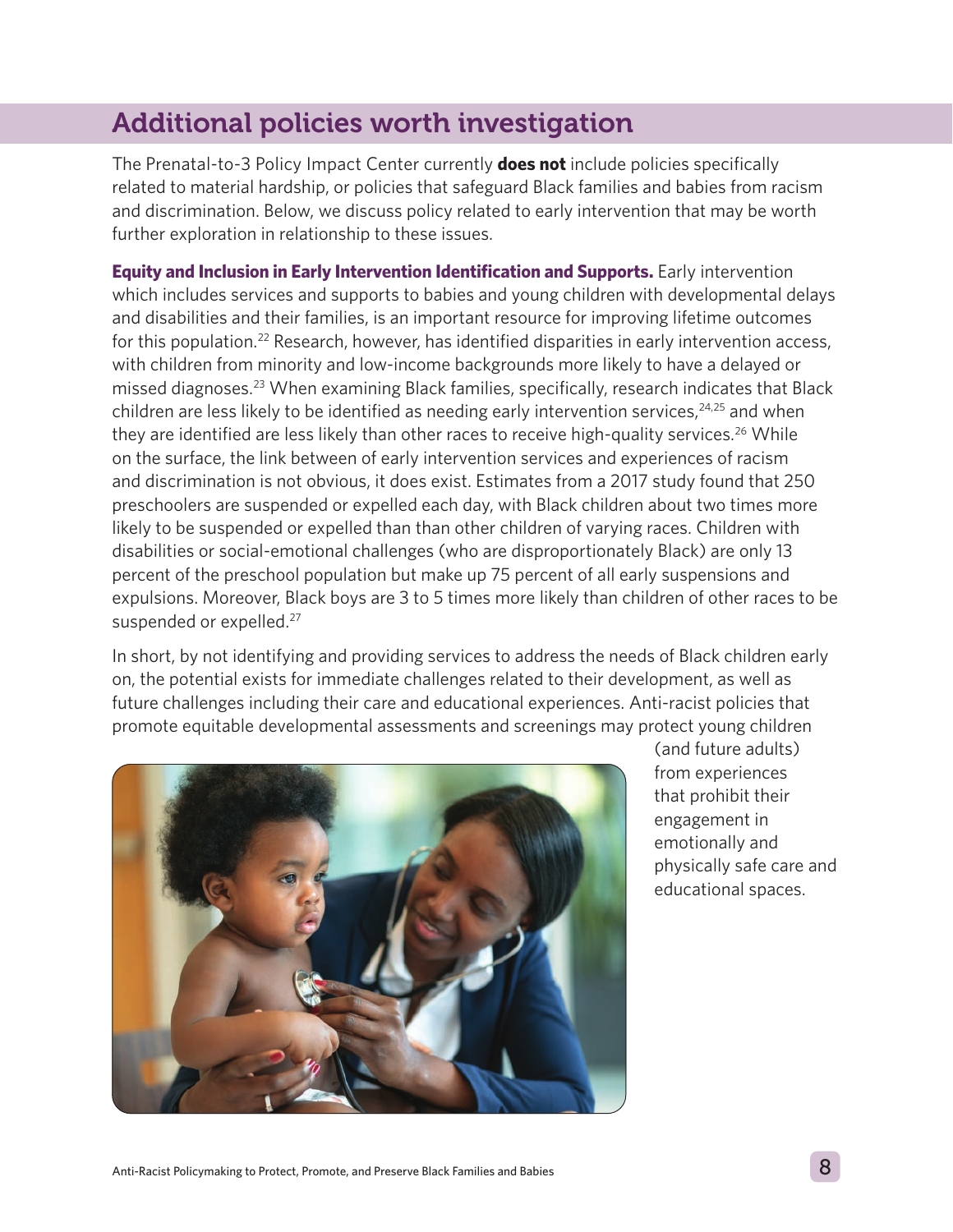## Additional policies worth investigation

The Prenatal-to-3 Policy Impact Center currently **does not** include policies specifically related to material hardship, or policies that safeguard Black families and babies from racism and discrimination. Below, we discuss policy related to early intervention that may be worth further exploration in relationship to these issues.

**Equity and Inclusion in Early Intervention Identification and Supports.** Early intervention which includes services and supports to babies and young children with developmental delays and disabilities and their families, is an important resource for improving lifetime outcomes for this population.[22] Research, however, has identified disparities in early intervention access, with children from minority and low-income backgrounds more likely to have a delayed or missed diagnoses.[23] When examining Black families, specifically, research indicates that Black children are less likely to be identified as needing early intervention services,[24,25] and when they are identified are less likely than other races to receive high-quality services.[26] While on the surface, the link between of early intervention services and experiences of racism and discrimination is not obvious, it does exist. Estimates from a 2017 study found that 250 preschoolers are suspended or expelled each day, with Black children about two times more likely to be suspended or expelled than than other children of varying races. Children with disabilities or social-emotional challenges (who are disproportionately Black) are only 13 percent of the preschool population but make up 75 percent of all early suspensions and expulsions. Moreover, Black boys are 3 to 5 times more likely than children of other races to be suspended or expelled.[27]

In short, by not identifying and providing services to address the needs of Black children early on, the potential exists for immediate challenges related to their development, as well as future challenges including their care and educational experiences. Anti-racist policies that promote equitable developmental assessments and screenings may protect young children (and future adults) from experiences that prohibit their engagement in emotionally and physically safe care and educational spaces.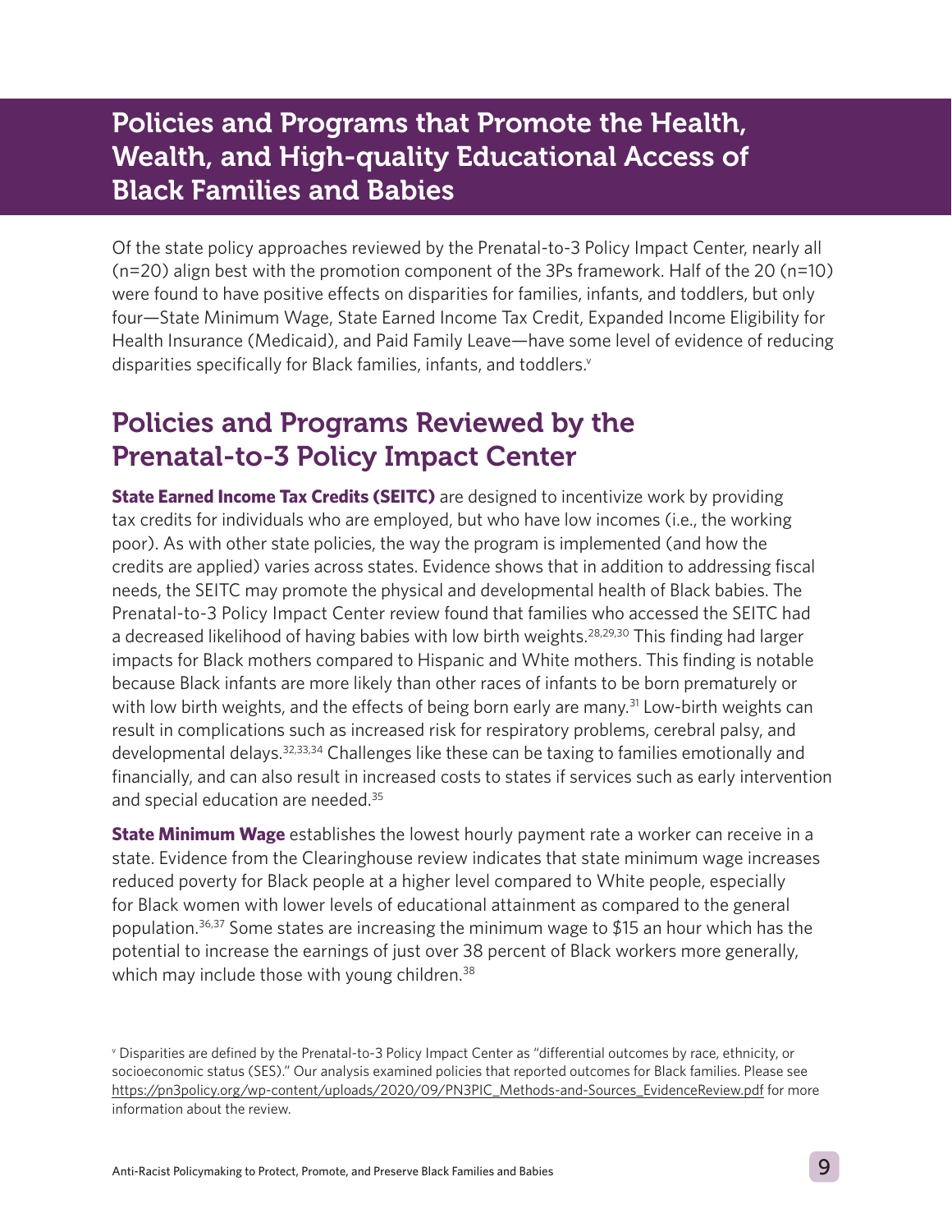## Policies and Programs that Promote the Health, Wealth, and High-quality Educational Access of Black Families and Babies

Of the state policy approaches reviewed by the Prenatal-to-3 Policy Impact Center, nearly all (n=20) align best with the promotion component of the 3Ps framework. Half of the 20 (n=10) were found to have positive effects on disparities for families, infants, and toddlers, but only four—State Minimum Wage, State Earned Income Tax Credit, Expanded Income Eligibility for Health Insurance (Medicaid), and Paid Family Leave—have some level of evidence of reducing disparities specifically for Black families, infants, and toddlers.[v]

## Policies and Programs Reviewed by the Prenatal-to-3 Policy Impact Center

**State Earned Income Tax Credits (SEITC)** are designed to incentivize work by providing tax credits for individuals who are employed, but who have low incomes (i.e., the working poor). As with other state policies, the way the program is implemented (and how the credits are applied) varies across states. Evidence shows that in addition to addressing fiscal needs, the SEITC may promote the physical and developmental health of Black babies. The Prenatal-to-3 Policy Impact Center review found that families who accessed the SEITC had a decreased likelihood of having babies with low birth weights.[28,29,30] This finding had larger impacts for Black mothers compared to Hispanic and White mothers. This finding is notable because Black infants are more likely than other races of infants to be born prematurely or with low birth weights, and the effects of being born early are many.[31] Low-birth weights can result in complications such as increased risk for respiratory problems, cerebral palsy, and developmental delays.[32,33,34] Challenges like these can be taxing to families emotionally and financially, and can also result in increased costs to states if services such as early intervention and special education are needed.[35]

**State Minimum Wage** establishes the lowest hourly payment rate a worker can receive in a state. Evidence from the Clearinghouse review indicates that state minimum wage increases reduced poverty for Black people at a higher level compared to White people, especially for Black women with lower levels of educational attainment as compared to the general population.[36,37] Some states are increasing the minimum wage to $15 an hour which has the potential to increase the earnings of just over 38 percent of Black workers more generally, which may include those with young children.[38]

[v] Disparities are defined by the Prenatal-to-3 Policy Impact Center as "differential outcomes by race, ethnicity, or socioeconomic status (SES)." Our analysis examined policies that reported outcomes for Black families. Please see https://pn3policy.org/wp-content/uploads/2020/09/PN3PIC_Methods-and-Sources_EvidenceReview.pdf for more information about the review.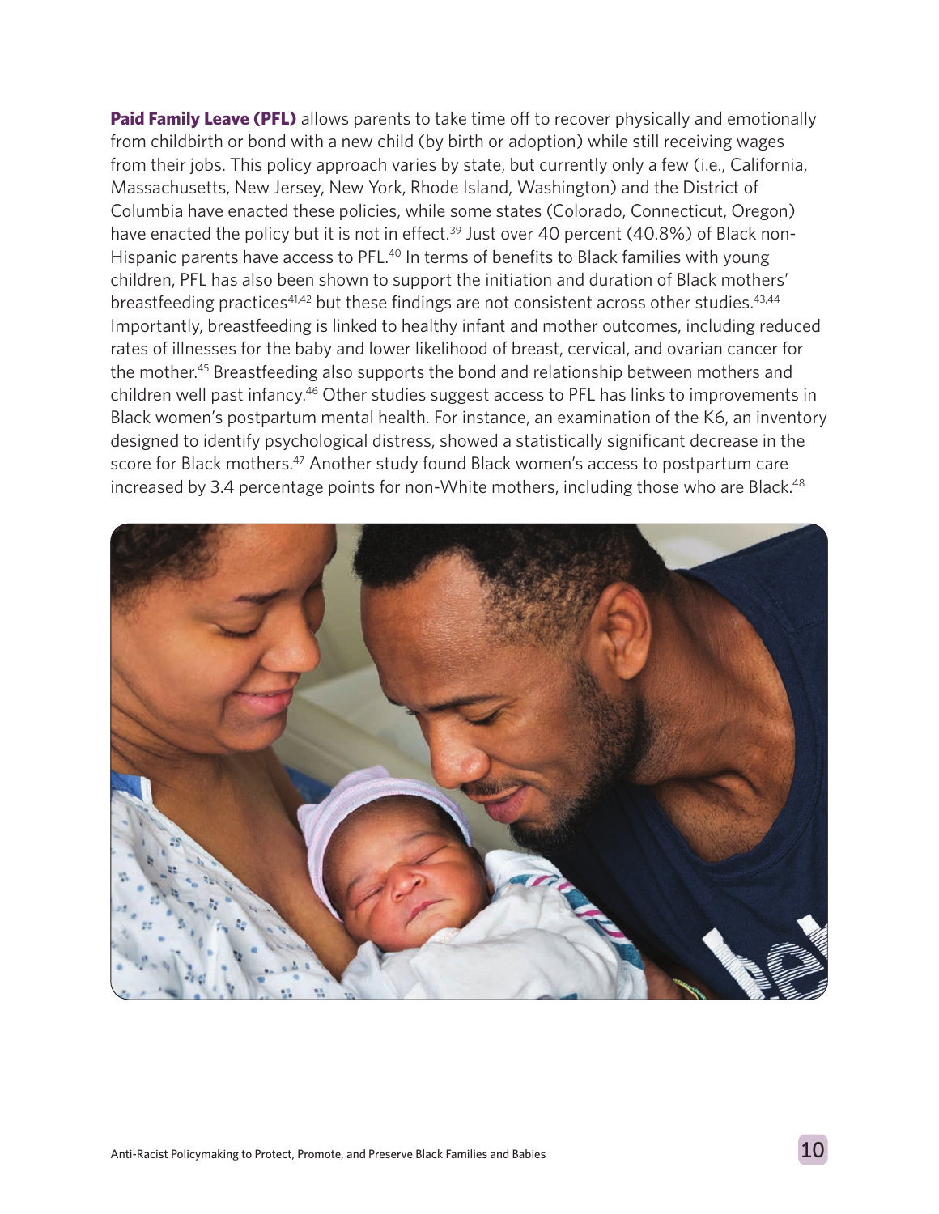**Paid Family Leave (PFL)** allows parents to take time off to recover physically and emotionally from childbirth or bond with a new child (by birth or adoption) while still receiving wages from their jobs. This policy approach varies by state, but currently only a few (i.e., California, Massachusetts, New Jersey, New York, Rhode Island, Washington) and the District of Columbia have enacted these policies, while some states (Colorado, Connecticut, Oregon) have enacted the policy but it is not in effect.[39] Just over 40 percent (40.8%) of Black non-Hispanic parents have access to PFL.[40] In terms of benefits to Black families with young children, PFL has also been shown to support the initiation and duration of Black mothers' breastfeeding practices[41,42] but these findings are not consistent across other studies.[43,44] Importantly, breastfeeding is linked to healthy infant and mother outcomes, including reduced rates of illnesses for the baby and lower likelihood of breast, cervical, and ovarian cancer for the mother.[45] Breastfeeding also supports the bond and relationship between mothers and children well past infancy.[46] Other studies suggest access to PFL has links to improvements in Black women's postpartum mental health. For instance, an examination of the K6, an inventory designed to identify psychological distress, showed a statistically significant decrease in the score for Black mothers.[47] Another study found Black women's access to postpartum care increased by 3.4 percentage points for non-White mothers, including those who are Black.[48]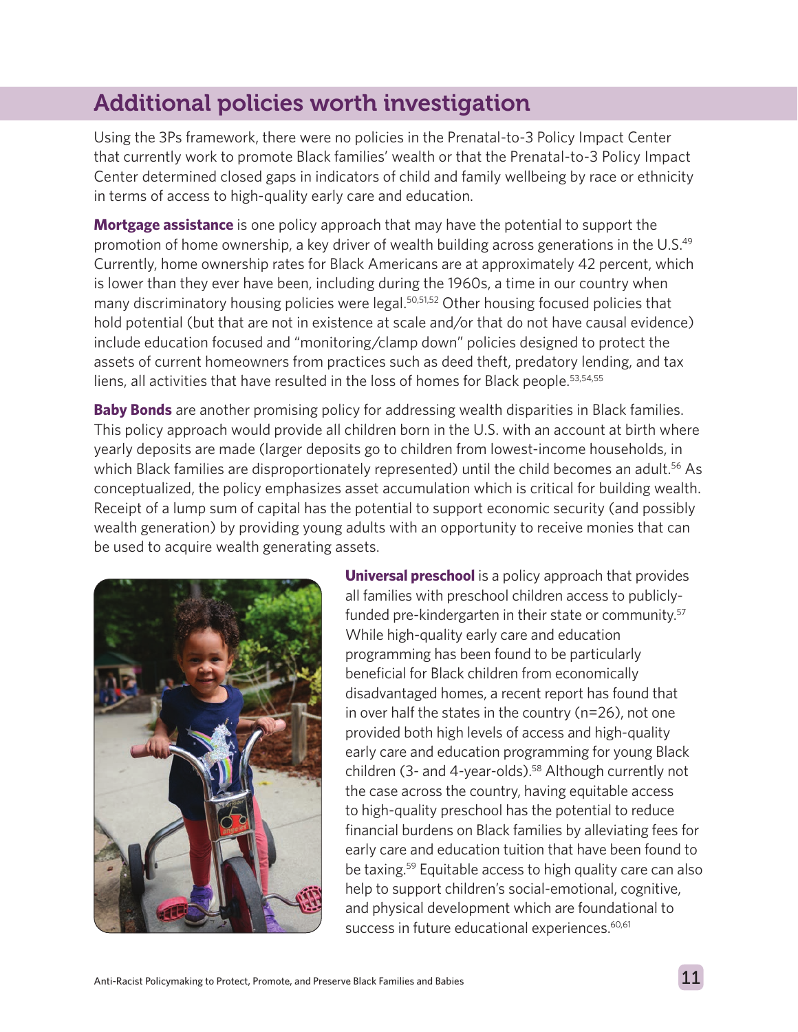## Additional policies worth investigation

Using the 3Ps framework, there were no policies in the Prenatal-to-3 Policy Impact Center that currently work to promote Black families' wealth or that the Prenatal-to-3 Policy Impact Center determined closed gaps in indicators of child and family wellbeing by race or ethnicity in terms of access to high-quality early care and education.

**Mortgage assistance** is one policy approach that may have the potential to support the promotion of home ownership, a key driver of wealth building across generations in the U.S.[49] Currently, home ownership rates for Black Americans are at approximately 42 percent, which is lower than they ever have been, including during the 1960s, a time in our country when many discriminatory housing policies were legal.[50,51,52] Other housing focused policies that hold potential (but that are not in existence at scale and/or that do not have causal evidence) include education focused and "monitoring/clamp down" policies designed to protect the assets of current homeowners from practices such as deed theft, predatory lending, and tax liens, all activities that have resulted in the loss of homes for Black people.[53,54,55]

**Baby Bonds** are another promising policy for addressing wealth disparities in Black families. This policy approach would provide all children born in the U.S. with an account at birth where yearly deposits are made (larger deposits go to children from lowest-income households, in which Black families are disproportionately represented) until the child becomes an adult.[56] As conceptualized, the policy emphasizes asset accumulation which is critical for building wealth. Receipt of a lump sum of capital has the potential to support economic security (and possibly wealth generation) by providing young adults with an opportunity to receive monies that can be used to acquire wealth generating assets.

**Universal preschool** is a policy approach that provides all families with preschool children access to publicly-funded pre-kindergarten in their state or community.[57] While high-quality early care and education programming has been found to be particularly beneficial for Black children from economically disadvantaged homes, a recent report has found that in over half the states in the country (n=26), not one provided both high levels of access and high-quality early care and education programming for young Black children (3- and 4-year-olds).[58] Although currently not the case across the country, having equitable access to high-quality preschool has the potential to reduce financial burdens on Black families by alleviating fees for early care and education tuition that have been found to be taxing.[59] Equitable access to high quality care can also help to support children's social-emotional, cognitive, and physical development which are foundational to success in future educational experiences.[60,61]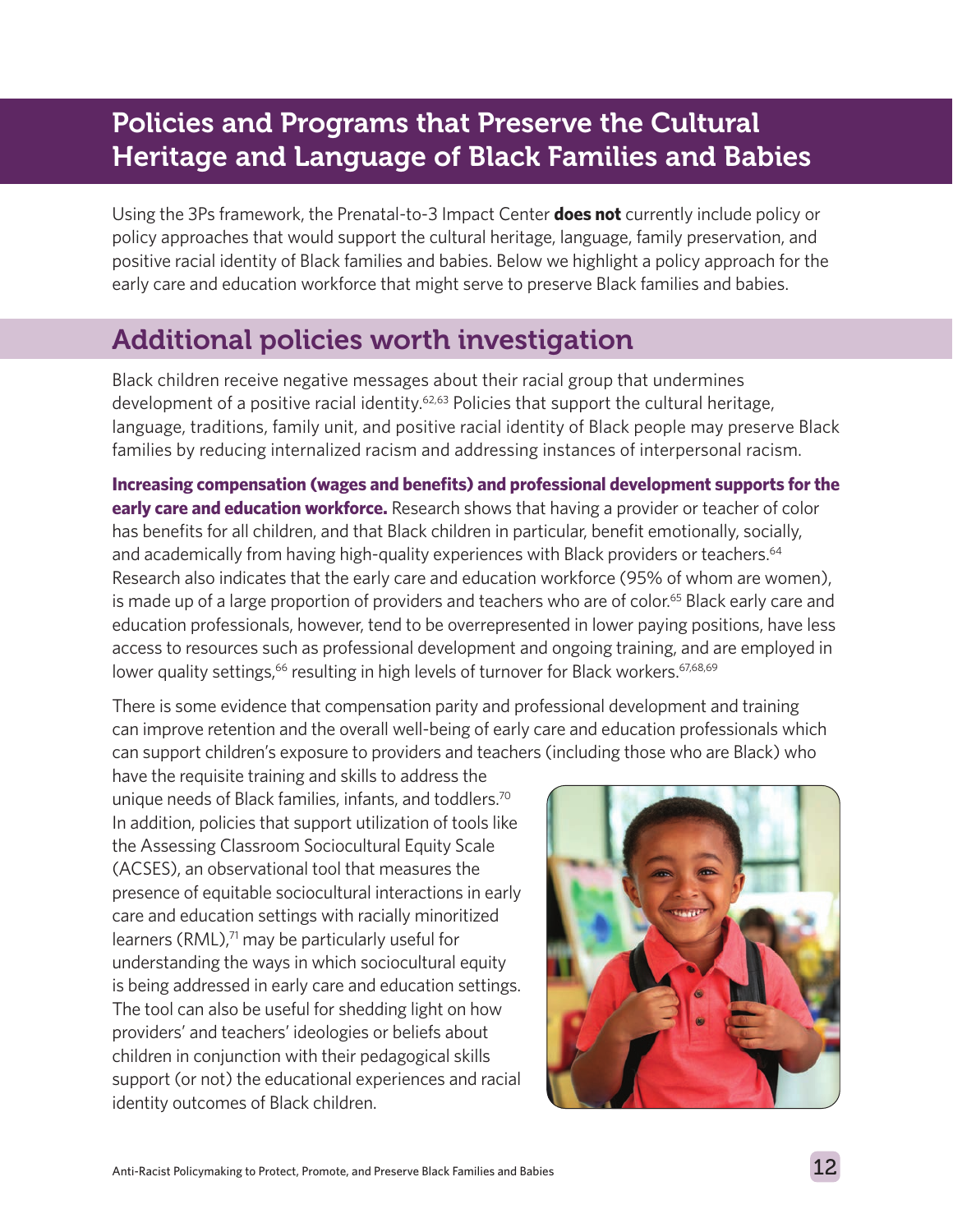## Policies and Programs that Preserve the Cultural Heritage and Language of Black Families and Babies

Using the 3Ps framework, the Prenatal-to-3 Impact Center **does not** currently include policy or policy approaches that would support the cultural heritage, language, family preservation, and positive racial identity of Black families and babies. Below we highlight a policy approach for the early care and education workforce that might serve to preserve Black families and babies.

## Additional policies worth investigation

Black children receive negative messages about their racial group that undermines development of a positive racial identity.[62,63] Policies that support the cultural heritage, language, traditions, family unit, and positive racial identity of Black people may preserve Black families by reducing internalized racism and addressing instances of interpersonal racism.

**Increasing compensation (wages and benefits) and professional development supports for the early care and education workforce.** Research shows that having a provider or teacher of color has benefits for all children, and that Black children in particular, benefit emotionally, socially, and academically from having high-quality experiences with Black providers or teachers.[64] Research also indicates that the early care and education workforce (95% of whom are women), is made up of a large proportion of providers and teachers who are of color.[65] Black early care and education professionals, however, tend to be overrepresented in lower paying positions, have less access to resources such as professional development and ongoing training, and are employed in lower quality settings,[66] resulting in high levels of turnover for Black workers.[67,68,69]

There is some evidence that compensation parity and professional development and training can improve retention and the overall well-being of early care and education professionals which can support children's exposure to providers and teachers (including those who are Black) who have the requisite training and skills to address the unique needs of Black families, infants, and toddlers.[70] In addition, policies that support utilization of tools like the Assessing Classroom Sociocultural Equity Scale (ACSES), an observational tool that measures the presence of equitable sociocultural interactions in early care and education settings with racially minoritized learners (RML),[71] may be particularly useful for understanding the ways in which sociocultural equity is being addressed in early care and education settings. The tool can also be useful for shedding light on how providers' and teachers' ideologies or beliefs about children in conjunction with their pedagogical skills support (or not) the educational experiences and racial identity outcomes of Black children.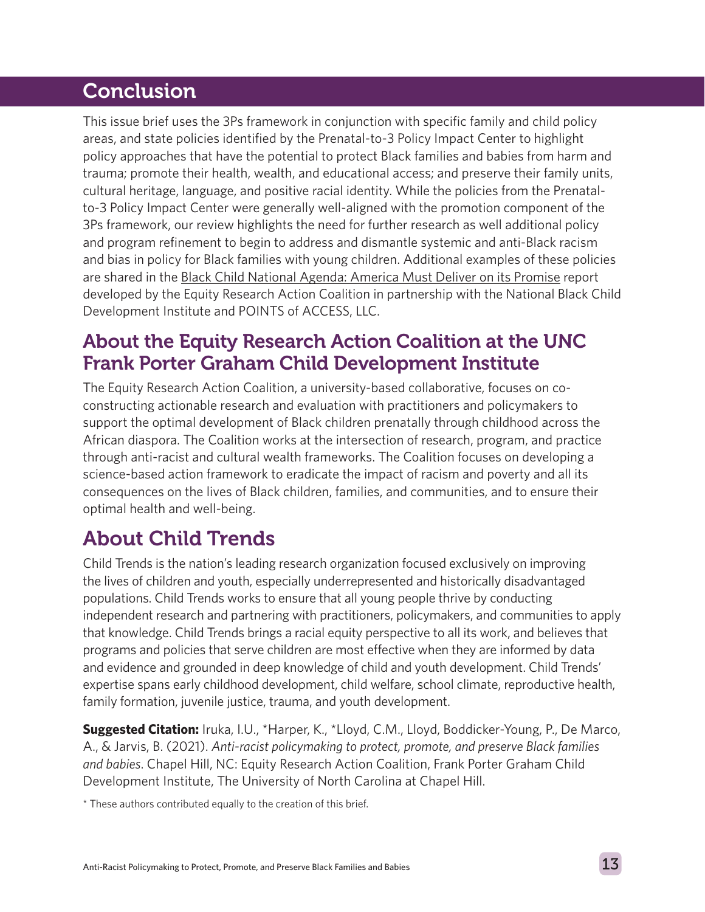## Conclusion

This issue brief uses the 3Ps framework in conjunction with specific family and child policy areas, and state policies identified by the Prenatal-to-3 Policy Impact Center to highlight policy approaches that have the potential to protect Black families and babies from harm and trauma; promote their health, wealth, and educational access; and preserve their family units, cultural heritage, language, and positive racial identity. While the policies from the Prenatal-to-3 Policy Impact Center were generally well-aligned with the promotion component of the 3Ps framework, our review highlights the need for further research as well additional policy and program refinement to begin to address and dismantle systemic and anti-Black racism and bias in policy for Black families with young children. Additional examples of these policies are shared in the Black Child National Agenda: America Must Deliver on its Promise report developed by the Equity Research Action Coalition in partnership with the National Black Child Development Institute and POINTS of ACCESS, LLC.

## About the Equity Research Action Coalition at the UNC Frank Porter Graham Child Development Institute

The Equity Research Action Coalition, a university-based collaborative, focuses on co-constructing actionable research and evaluation with practitioners and policymakers to support the optimal development of Black children prenatally through childhood across the African diaspora. The Coalition works at the intersection of research, program, and practice through anti-racist and cultural wealth frameworks. The Coalition focuses on developing a science-based action framework to eradicate the impact of racism and poverty and all its consequences on the lives of Black children, families, and communities, and to ensure their optimal health and well-being.

## About Child Trends

Child Trends is the nation's leading research organization focused exclusively on improving the lives of children and youth, especially underrepresented and historically disadvantaged populations. Child Trends works to ensure that all young people thrive by conducting independent research and partnering with practitioners, policymakers, and communities to apply that knowledge. Child Trends brings a racial equity perspective to all its work, and believes that programs and policies that serve children are most effective when they are informed by data and evidence and grounded in deep knowledge of child and youth development. Child Trends' expertise spans early childhood development, child welfare, school climate, reproductive health, family formation, juvenile justice, trauma, and youth development.

**Suggested Citation:** Iruka, I.U., *Harper, K., *Lloyd, C.M., Lloyd, Boddicker-Young, P., De Marco, A., & Jarvis, B. (2021). *Anti-racist policymaking to protect, promote, and preserve Black families and babies*. Chapel Hill, NC: Equity Research Action Coalition, Frank Porter Graham Child Development Institute, The University of North Carolina at Chapel Hill.

* These authors contributed equally to the creation of this brief.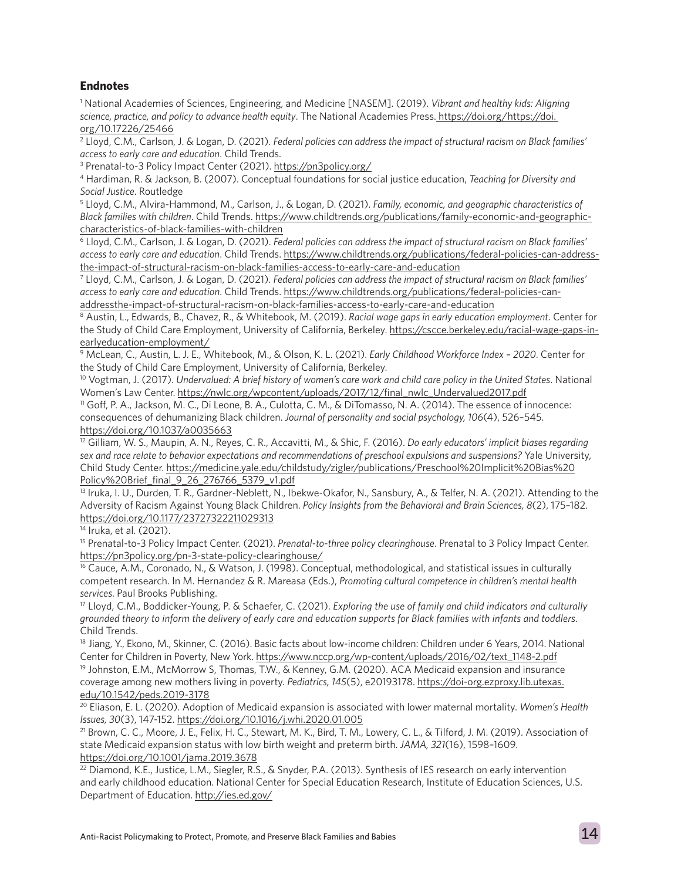## Endnotes

[1] National Academies of Sciences, Engineering, and Medicine [NASEM]. (2019). *Vibrant and healthy kids: Aligning science, practice, and policy to advance health equity*. The National Academies Press. https://doi.org/https://doi.org/10.17226/25466

[2] Lloyd, C.M., Carlson, J. & Logan, D. (2021). *Federal policies can address the impact of structural racism on Black families' access to early care and education*. Child Trends.

[3] Prenatal-to-3 Policy Impact Center (2021). https://pn3policy.org/

[4] Hardiman, R. & Jackson, B. (2007). Conceptual foundations for social justice education, *Teaching for Diversity and Social Justice*. Routledge

[5] Lloyd, C.M., Alvira-Hammond, M., Carlson, J., & Logan, D. (2021). *Family, economic, and geographic characteristics of Black families with children*. Child Trends. https://www.childtrends.org/publications/family-economic-and-geographic-characteristics-of-black-families-with-children

[6] Lloyd, C.M., Carlson, J. & Logan, D. (2021). *Federal policies can address the impact of structural racism on Black families' access to early care and education*. Child Trends. https://www.childtrends.org/publications/federal-policies-can-address-the-impact-of-structural-racism-on-black-families-access-to-early-care-and-education

[7] Lloyd, C.M., Carlson, J. & Logan, D. (2021). *Federal policies can address the impact of structural racism on Black families' access to early care and education*. Child Trends. https://www.childtrends.org/publications/federal-policies-can-addressthe-impact-of-structural-racism-on-black-families-access-to-early-care-and-education

[8] Austin, L., Edwards, B., Chavez, R., & Whitebook, M. (2019). *Racial wage gaps in early education employment*. Center for the Study of Child Care Employment, University of California, Berkeley. https://cscce.berkeley.edu/racial-wage-gaps-in-earlyeducation-employment/

[9] McLean, C., Austin, L. J. E., Whitebook, M., & Olson, K. L. (2021). *Early Childhood Workforce Index – 2020*. Center for the Study of Child Care Employment, University of California, Berkeley.

[10] Vogtman, J. (2017). *Undervalued: A brief history of women's care work and child care policy in the United States*. National Women's Law Center. https://nwlc.org/wpcontent/uploads/2017/12/final_nwlc_Undervalued2017.pdf

[11] Goff, P. A., Jackson, M. C., Di Leone, B. A., Culotta, C. M., & DiTomasso, N. A. (2014). The essence of innocence: consequences of dehumanizing Black children. *Journal of personality and social psychology, 106*(4), 526–545. https://doi.org/10.1037/a0035663

[12] Gilliam, W. S., Maupin, A. N., Reyes, C. R., Accavitti, M., & Shic, F. (2016). *Do early educators' implicit biases regarding sex and race relate to behavior expectations and recommendations of preschool expulsions and suspensions?* Yale University, Child Study Center. https://medicine.yale.edu/childstudy/zigler/publications/Preschool%20Implicit%20Bias%20Policy%20Brief_final_9_26_276766_5379_v1.pdf

[13] Iruka, I. U., Durden, T. R., Gardner-Neblett, N., Ibekwe-Okafor, N., Sansbury, A., & Telfer, N. A. (2021). Attending to the Adversity of Racism Against Young Black Children. *Policy Insights from the Behavioral and Brain Sciences, 8*(2), 175–182. https://doi.org/10.1177/23727322211029313

[14] Iruka, et al. (2021).

[15] Prenatal-to-3 Policy Impact Center. (2021). *Prenatal-to-three policy clearinghouse*. Prenatal to 3 Policy Impact Center. https://pn3policy.org/pn-3-state-policy-clearinghouse/

[16] Cauce, A.M., Coronado, N., & Watson, J. (1998). Conceptual, methodological, and statistical issues in culturally competent research. In M. Hernandez & R. Mareasa (Eds.), *Promoting cultural competence in children's mental health services*. Paul Brooks Publishing.

[17] Lloyd, C.M., Boddicker-Young, P. & Schaefer, C. (2021). *Exploring the use of family and child indicators and culturally grounded theory to inform the delivery of early care and education supports for Black families with infants and toddlers*. Child Trends.

[18] Jiang, Y., Ekono, M., Skinner, C. (2016). Basic facts about low-income children: Children under 6 Years, 2014. National Center for Children in Poverty, New York. https://www.nccp.org/wp-content/uploads/2016/02/text_1148-2.pdf

[19] Johnston, E.M., McMorrow S, Thomas, T.W., & Kenney, G.M. (2020). ACA Medicaid expansion and insurance coverage among new mothers living in poverty. *Pediatrics, 145*(5), e20193178. https://doi-org.ezproxy.lib.utexas.edu/10.1542/peds.2019-3178

[20] Eliason, E. L. (2020). Adoption of Medicaid expansion is associated with lower maternal mortality. *Women's Health Issues, 30*(3), 147-152. https://doi.org/10.1016/j.whi.2020.01.005

[21] Brown, C. C., Moore, J. E., Felix, H. C., Stewart, M. K., Bird, T. M., Lowery, C. L., & Tilford, J. M. (2019). Association of state Medicaid expansion status with low birth weight and preterm birth. *JAMA, 321*(16), 1598–1609. https://doi.org/10.1001/jama.2019.3678

[22] Diamond, K.E., Justice, L.M., Siegler, R.S., & Snyder, P.A. (2013). Synthesis of IES research on early intervention and early childhood education. National Center for Special Education Research, Institute of Education Sciences, U.S. Department of Education. http://ies.ed.gov/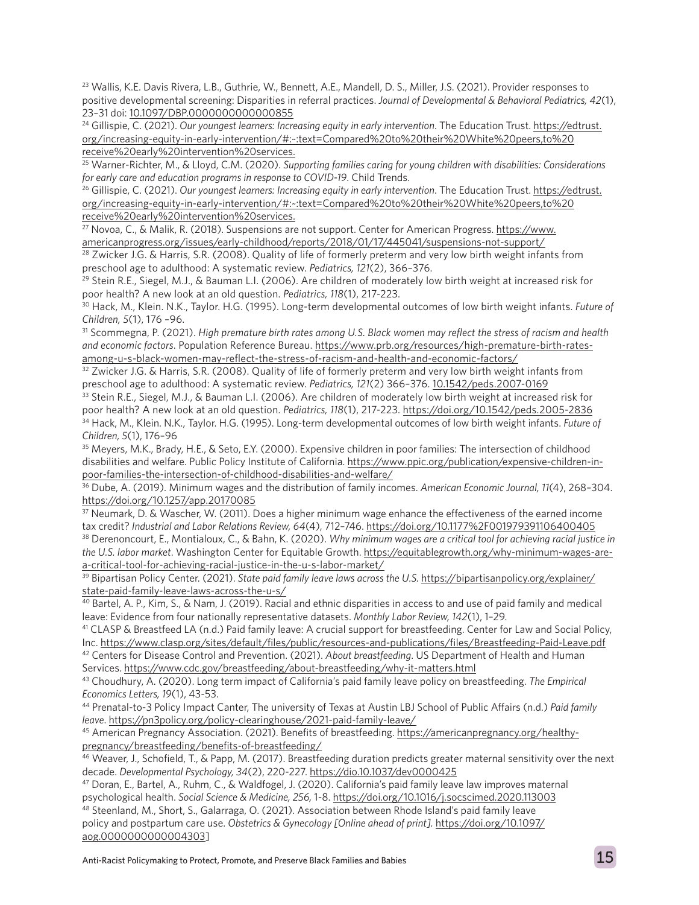[23] Wallis, K.E. Davis Rivera, L.B., Guthrie, W., Bennett, A.E., Mandell, D. S., Miller, J.S. (2021). Provider responses to positive developmental screening: Disparities in referral practices. *Journal of Developmental & Behavioral Pediatrics, 42*(1), 23–31 doi: 10.1097/DBP.0000000000000855

[24] Gillispie, C. (2021). *Our youngest learners: Increasing equity in early intervention*. The Education Trust. https://edtrust.org/increasing-equity-in-early-intervention/#:~:text=Compared%20to%20their%20White%20peers,to%20receive%20early%20intervention%20services.

[25] Warner-Richter, M., & Lloyd, C.M. (2020). *Supporting families caring for young children with disabilities: Considerations for early care and education programs in response to COVID-19*. Child Trends.

[26] Gillispie, C. (2021). *Our youngest learners: Increasing equity in early intervention*. The Education Trust. https://edtrust.org/increasing-equity-in-early-intervention/#:~:text=Compared%20to%20their%20White%20peers,to%20receive%20early%20intervention%20services.

[27] Novoa, C., & Malik, R. (2018). Suspensions are not support. Center for American Progress. https://www.americanprogress.org/issues/early-childhood/reports/2018/01/17/445041/suspensions-not-support/

[28] Zwicker J.G. & Harris, S.R. (2008). Quality of life of formerly preterm and very low birth weight infants from preschool age to adulthood: A systematic review. *Pediatrics, 121*(2), 366–376.

[29] Stein R.E., Siegel, M.J., & Bauman L.I. (2006). Are children of moderately low birth weight at increased risk for poor health? A new look at an old question. *Pediatrics, 118*(1), 217-223.

[30] Hack, M., Klein. N.K., Taylor. H.G. (1995). Long-term developmental outcomes of low birth weight infants. *Future of Children, 5*(1), 176 –96.

[31] Scommegna, P. (2021). *High premature birth rates among U.S. Black women may reflect the stress of racism and health and economic factors*. Population Reference Bureau. https://www.prb.org/resources/high-premature-birth-rates-among-u-s-black-women-may-reflect-the-stress-of-racism-and-health-and-economic-factors/

[32] Zwicker J.G. & Harris, S.R. (2008). Quality of life of formerly preterm and very low birth weight infants from preschool age to adulthood: A systematic review. *Pediatrics, 121*(2) 366–376. 10.1542/peds.2007-0169

[33] Stein R.E., Siegel, M.J., & Bauman L.I. (2006). Are children of moderately low birth weight at increased risk for poor health? A new look at an old question. *Pediatrics, 118*(1), 217-223. https://doi.org/10.1542/peds.2005-2836

[34] Hack, M., Klein. N.K., Taylor. H.G. (1995). Long-term developmental outcomes of low birth weight infants. *Future of Children, 5*(1), 176–96

[35] Meyers, M.K., Brady, H.E., & Seto, E.Y. (2000). Expensive children in poor families: The intersection of childhood disabilities and welfare. Public Policy Institute of California. https://www.ppic.org/publication/expensive-children-in-poor-families-the-intersection-of-childhood-disabilities-and-welfare/

[36] Dube, A. (2019). Minimum wages and the distribution of family incomes. *American Economic Journal, 11*(4), 268–304. https://doi.org/10.1257/app.20170085

[37] Neumark, D. & Wascher, W. (2011). Does a higher minimum wage enhance the effectiveness of the earned income tax credit? *Industrial and Labor Relations Review, 64*(4), 712–746. https://doi.org/10.1177%2F001979391106400405

[38] Derenoncourt, E., Montialoux, C., & Bahn, K. (2020). *Why minimum wages are a critical tool for achieving racial justice in the U.S. labor market*. Washington Center for Equitable Growth. https://equitablegrowth.org/why-minimum-wages-are-a-critical-tool-for-achieving-racial-justice-in-the-u-s-labor-market/

[39] Bipartisan Policy Center. (2021). *State paid family leave laws across the U.S.* https://bipartisanpolicy.org/explainer/state-paid-family-leave-laws-across-the-u-s/

[40] Bartel, A. P., Kim, S., & Nam, J. (2019). Racial and ethnic disparities in access to and use of paid family and medical leave: Evidence from four nationally representative datasets. *Monthly Labor Review, 142*(1), 1–29.

[41] CLASP & Breastfeed LA (n.d.) Paid family leave: A crucial support for breastfeeding. Center for Law and Social Policy, Inc. https://www.clasp.org/sites/default/files/public/resources-and-publications/files/Breastfeeding-Paid-Leave.pdf

[42] Centers for Disease Control and Prevention. (2021). *About breastfeeding*. US Department of Health and Human Services. https://www.cdc.gov/breastfeeding/about-breastfeeding/why-it-matters.html

[43] Choudhury, A. (2020). Long term impact of California's paid family leave policy on breastfeeding. *The Empirical Economics Letters, 19*(1), 43-53.

[44] Prenatal-to-3 Policy Impact Canter, The university of Texas at Austin LBJ School of Public Affairs (n.d.) *Paid family leave*. https://pn3policy.org/policy-clearinghouse/2021-paid-family-leave/

[45] American Pregnancy Association. (2021). Benefits of breastfeeding. https://americanpregnancy.org/healthy-pregnancy/breastfeeding/benefits-of-breastfeeding/

[46] Weaver, J., Schofield, T., & Papp, M. (2017). Breastfeeding duration predicts greater maternal sensitivity over the next decade. *Developmental Psychology, 34*(2), 220-227. https://dio.10.1037/dev0000425

[47] Doran, E., Bartel, A., Ruhm, C., & Waldfogel, J. (2020). California's paid family leave law improves maternal psychological health. *Social Science & Medicine, 256,* 1-8. https://doi.org/10.1016/j.socscimed.2020.113003

[48] Steenland, M., Short, S., Galarraga, O. (2021). Association between Rhode Island's paid family leave policy and postpartum care use. *Obstetrics & Gynecology [Online ahead of print].* https://doi.org/10.1097/aog.0000000000004303]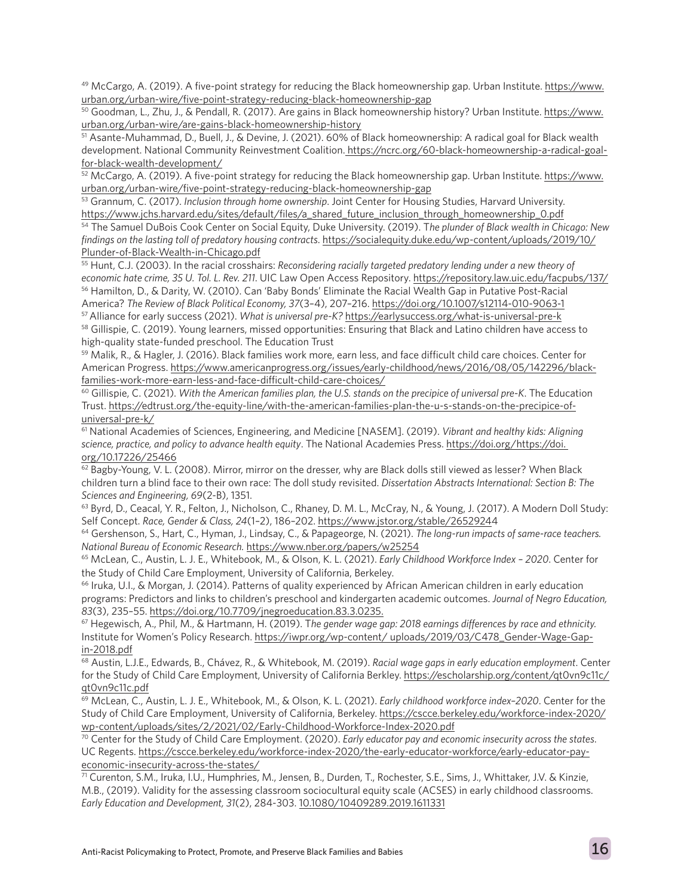[49] McCargo, A. (2019). A five-point strategy for reducing the Black homeownership gap. Urban Institute. https://www.urban.org/urban-wire/five-point-strategy-reducing-black-homeownership-gap

[50] Goodman, L., Zhu, J., & Pendall, R. (2017). Are gains in Black homeownership history? Urban Institute. https://www.urban.org/urban-wire/are-gains-black-homeownership-history

[51] Asante-Muhammad, D., Buell, J., & Devine, J. (2021). 60% of Black homeownership: A radical goal for Black wealth development. National Community Reinvestment Coalition. https://ncrc.org/60-black-homeownership-a-radical-goal-for-black-wealth-development/

[52] McCargo, A. (2019). A five-point strategy for reducing the Black homeownership gap. Urban Institute. https://www.urban.org/urban-wire/five-point-strategy-reducing-black-homeownership-gap

[53] Grannum, C. (2017). *Inclusion through home ownership*. Joint Center for Housing Studies, Harvard University. https://www.jchs.harvard.edu/sites/default/files/a_shared_future_inclusion_through_homeownership_0.pdf

[54] The Samuel DuBois Cook Center on Social Equity, Duke University. (2019). T*he plunder of Black wealth in Chicago: New findings on the lasting toll of predatory housing contracts*. https://socialequity.duke.edu/wp-content/uploads/2019/10/Plunder-of-Black-Wealth-in-Chicago.pdf

[55] Hunt, C.J. (2003). In the racial crosshairs: *Reconsidering racially targeted predatory lending under a new theory of economic hate crime, 35 U. Tol. L. Rev. 211*. UIC Law Open Access Repository. https://repository.law.uic.edu/facpubs/137/

[56] Hamilton, D., & Darity, W. (2010). Can 'Baby Bonds' Eliminate the Racial Wealth Gap in Putative Post-Racial America? *The Review of Black Political Economy, 37*(3–4), 207–216. https://doi.org/10.1007/s12114-010-9063-1

[57] Alliance for early success (2021). *What is universal pre-K?* https://earlysuccess.org/what-is-universal-pre-k

[58] Gillispie, C. (2019). Young learners, missed opportunities: Ensuring that Black and Latino children have access to high-quality state-funded preschool. The Education Trust

[59] Malik, R., & Hagler, J. (2016). Black families work more, earn less, and face difficult child care choices. Center for American Progress. https://www.americanprogress.org/issues/early-childhood/news/2016/08/05/142296/black-families-work-more-earn-less-and-face-difficult-child-care-choices/

[60] Gillispie, C. (2021). *With the American families plan, the U.S. stands on the precipice of universal pre-K*. The Education Trust. https://edtrust.org/the-equity-line/with-the-american-families-plan-the-u-s-stands-on-the-precipice-of-universal-pre-k/

[61] National Academies of Sciences, Engineering, and Medicine [NASEM]. (2019). *Vibrant and healthy kids: Aligning science, practice, and policy to advance health equity*. The National Academies Press. https://doi.org/https://doi.org/10.17226/25466

[62] Bagby-Young, V. L. (2008). Mirror, mirror on the dresser, why are Black dolls still viewed as lesser? When Black children turn a blind face to their own race: The doll study revisited. *Dissertation Abstracts International: Section B: The Sciences and Engineering, 69*(2-B), 1351.

[63] Byrd, D., Ceacal, Y. R., Felton, J., Nicholson, C., Rhaney, D. M. L., McCray, N., & Young, J. (2017). A Modern Doll Study: Self Concept. *Race, Gender & Class, 24*(1–2), 186–202. https://www.jstor.org/stable/26529244

[64] Gershenson, S., Hart, C., Hyman, J., Lindsay, C., & Papageorge, N. (2021). *The long-run impacts of same-race teachers. National Bureau of Economic Research.* https://www.nber.org/papers/w25254

[65] McLean, C., Austin, L. J. E., Whitebook, M., & Olson, K. L. (2021). *Early Childhood Workforce Index – 2020*. Center for the Study of Child Care Employment, University of California, Berkeley.

[66] Iruka, U.I., & Morgan, J. (2014). Patterns of quality experienced by African American children in early education programs: Predictors and links to children's preschool and kindergarten academic outcomes. *Journal of Negro Education, 83*(3), 235–55. https://doi.org/10.7709/jnegroeducation.83.3.0235.

[67] Hegewisch, A., Phil, M., & Hartmann, H. (2019). T*he gender wage gap: 2018 earnings differences by race and ethnicity.* Institute for Women's Policy Research. https://iwpr.org/wp-content/ uploads/2019/03/C478_Gender-Wage-Gap-in-2018.pdf

[68] Austin, L.J.E., Edwards, B., Chávez, R., & Whitebook, M. (2019). *Racial wage gaps in early education employment*. Center for the Study of Child Care Employment, University of California Berkley. https://escholarship.org/content/qt0vn9c11c/qt0vn9c11c.pdf

[69] McLean, C., Austin, L. J. E., Whitebook, M., & Olson, K. L. (2021). *Early childhood workforce index–2020*. Center for the Study of Child Care Employment, University of California, Berkeley. https://cscce.berkeley.edu/workforce-index-2020/wp-content/uploads/sites/2/2021/02/Early-Childhood-Workforce-Index-2020.pdf

[70] Center for the Study of Child Care Employment. (2020). *Early educator pay and economic insecurity across the states.* UC Regents. https://cscce.berkeley.edu/workforce-index-2020/the-early-educator-workforce/early-educator-pay-economic-insecurity-across-the-states/

[71] Curenton, S.M., Iruka, I.U., Humphries, M., Jensen, B., Durden, T., Rochester, S.E., Sims, J., Whittaker, J.V. & Kinzie, M.B., (2019). Validity for the assessing classroom sociocultural equity scale (ACSES) in early childhood classrooms. *Early Education and Development, 31*(2), 284-303. 10.1080/10409289.2019.1611331